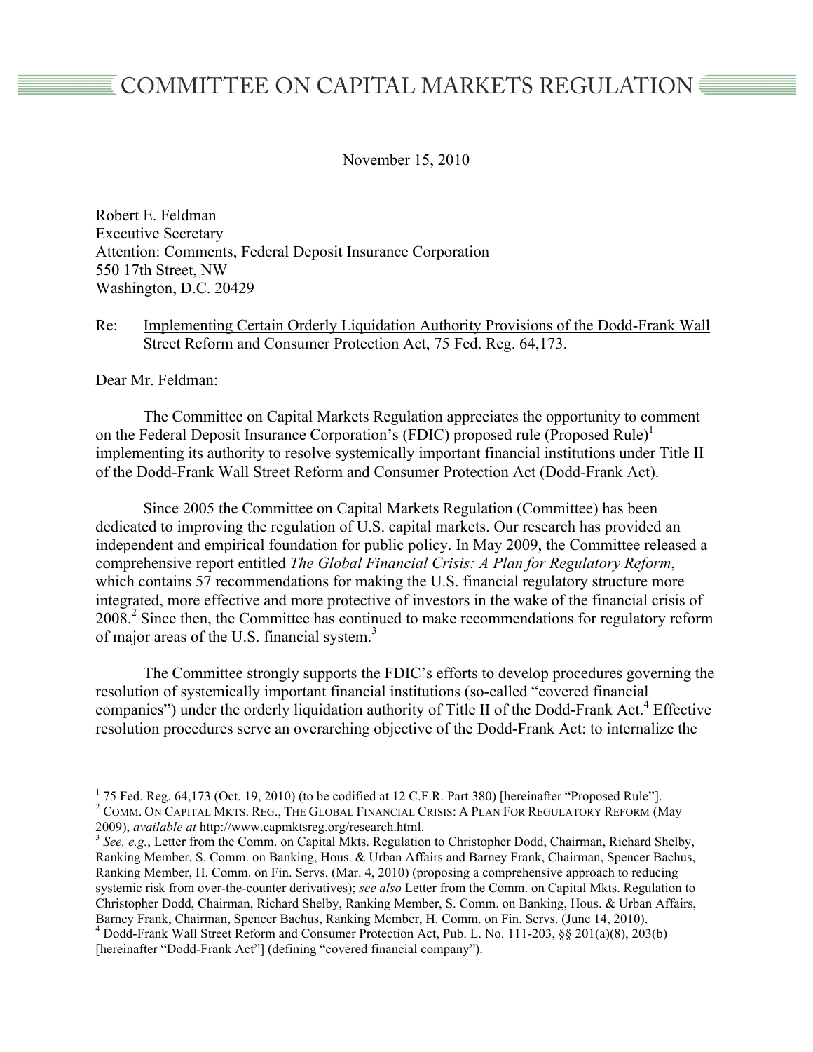# COMMITTEE ON CAPITAL MARKETS REGULATION

November 15, 2010

Robert E. Feldman
Executive Secretary
Attention: Comments, Federal Deposit Insurance Corporation
550 17th Street, NW
Washington, D.C. 20429

Re: Implementing Certain Orderly Liquidation Authority Provisions of the Dodd-Frank Wall Street Reform and Consumer Protection Act, 75 Fed. Reg. 64,173.

Dear Mr. Feldman:

The Committee on Capital Markets Regulation appreciates the opportunity to comment on the Federal Deposit Insurance Corporation's (FDIC) proposed rule (Proposed Rule)[1] implementing its authority to resolve systemically important financial institutions under Title II of the Dodd-Frank Wall Street Reform and Consumer Protection Act (Dodd-Frank Act).

Since 2005 the Committee on Capital Markets Regulation (Committee) has been dedicated to improving the regulation of U.S. capital markets. Our research has provided an independent and empirical foundation for public policy. In May 2009, the Committee released a comprehensive report entitled *The Global Financial Crisis: A Plan for Regulatory Reform*, which contains 57 recommendations for making the U.S. financial regulatory structure more integrated, more effective and more protective of investors in the wake of the financial crisis of 2008.[2] Since then, the Committee has continued to make recommendations for regulatory reform of major areas of the U.S. financial system.[3]

The Committee strongly supports the FDIC's efforts to develop procedures governing the resolution of systemically important financial institutions (so-called "covered financial companies") under the orderly liquidation authority of Title II of the Dodd-Frank Act.[4] Effective resolution procedures serve an overarching objective of the Dodd-Frank Act: to internalize the

---

[1] 75 Fed. Reg. 64,173 (Oct. 19, 2010) (to be codified at 12 C.F.R. Part 380) [hereinafter "Proposed Rule"].

[2] COMM. ON CAPITAL MKTS. REG., THE GLOBAL FINANCIAL CRISIS: A PLAN FOR REGULATORY REFORM (May 2009), *available at* http://www.capmktsreg.org/research.html.

[3] *See, e.g.*, Letter from the Comm. on Capital Mkts. Regulation to Christopher Dodd, Chairman, Richard Shelby, Ranking Member, S. Comm. on Banking, Hous. & Urban Affairs and Barney Frank, Chairman, Spencer Bachus, Ranking Member, H. Comm. on Fin. Servs. (Mar. 4, 2010) (proposing a comprehensive approach to reducing systemic risk from over-the-counter derivatives); *see also* Letter from the Comm. on Capital Mkts. Regulation to Christopher Dodd, Chairman, Richard Shelby, Ranking Member, S. Comm. on Banking, Hous. & Urban Affairs, Barney Frank, Chairman, Spencer Bachus, Ranking Member, H. Comm. on Fin. Servs. (June 14, 2010).

[4] Dodd-Frank Wall Street Reform and Consumer Protection Act, Pub. L. No. 111-203, §§ 201(a)(8), 203(b) [hereinafter "Dodd-Frank Act"] (defining "covered financial company").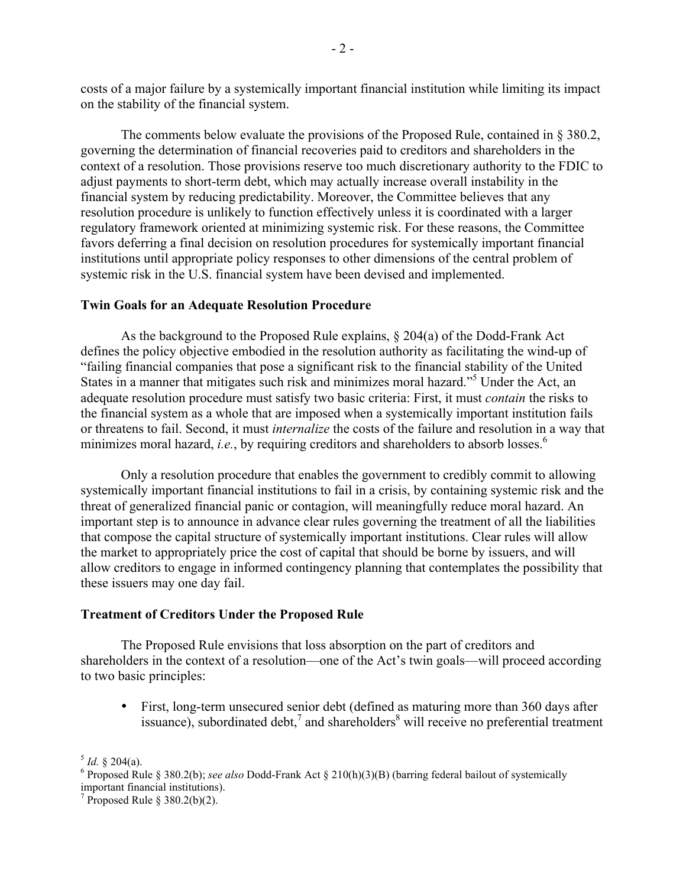costs of a major failure by a systemically important financial institution while limiting its impact on the stability of the financial system.

The comments below evaluate the provisions of the Proposed Rule, contained in § 380.2, governing the determination of financial recoveries paid to creditors and shareholders in the context of a resolution. Those provisions reserve too much discretionary authority to the FDIC to adjust payments to short-term debt, which may actually increase overall instability in the financial system by reducing predictability. Moreover, the Committee believes that any resolution procedure is unlikely to function effectively unless it is coordinated with a larger regulatory framework oriented at minimizing systemic risk. For these reasons, the Committee favors deferring a final decision on resolution procedures for systemically important financial institutions until appropriate policy responses to other dimensions of the central problem of systemic risk in the U.S. financial system have been devised and implemented.

**Twin Goals for an Adequate Resolution Procedure**

As the background to the Proposed Rule explains, § 204(a) of the Dodd-Frank Act defines the policy objective embodied in the resolution authority as facilitating the wind-up of "failing financial companies that pose a significant risk to the financial stability of the United States in a manner that mitigates such risk and minimizes moral hazard."[5] Under the Act, an adequate resolution procedure must satisfy two basic criteria: First, it must *contain* the risks to the financial system as a whole that are imposed when a systemically important institution fails or threatens to fail. Second, it must *internalize* the costs of the failure and resolution in a way that minimizes moral hazard, *i.e.*, by requiring creditors and shareholders to absorb losses.[6]

Only a resolution procedure that enables the government to credibly commit to allowing systemically important financial institutions to fail in a crisis, by containing systemic risk and the threat of generalized financial panic or contagion, will meaningfully reduce moral hazard. An important step is to announce in advance clear rules governing the treatment of all the liabilities that compose the capital structure of systemically important institutions. Clear rules will allow the market to appropriately price the cost of capital that should be borne by issuers, and will allow creditors to engage in informed contingency planning that contemplates the possibility that these issuers may one day fail.

**Treatment of Creditors Under the Proposed Rule**

The Proposed Rule envisions that loss absorption on the part of creditors and shareholders in the context of a resolution—one of the Act's twin goals—will proceed according to two basic principles:

- First, long-term unsecured senior debt (defined as maturing more than 360 days after issuance), subordinated debt,[7] and shareholders[8] will receive no preferential treatment

---

[5] *Id.* § 204(a).

[6] Proposed Rule § 380.2(b); *see also* Dodd-Frank Act § 210(h)(3)(B) (barring federal bailout of systemically important financial institutions).

[7] Proposed Rule § 380.2(b)(2).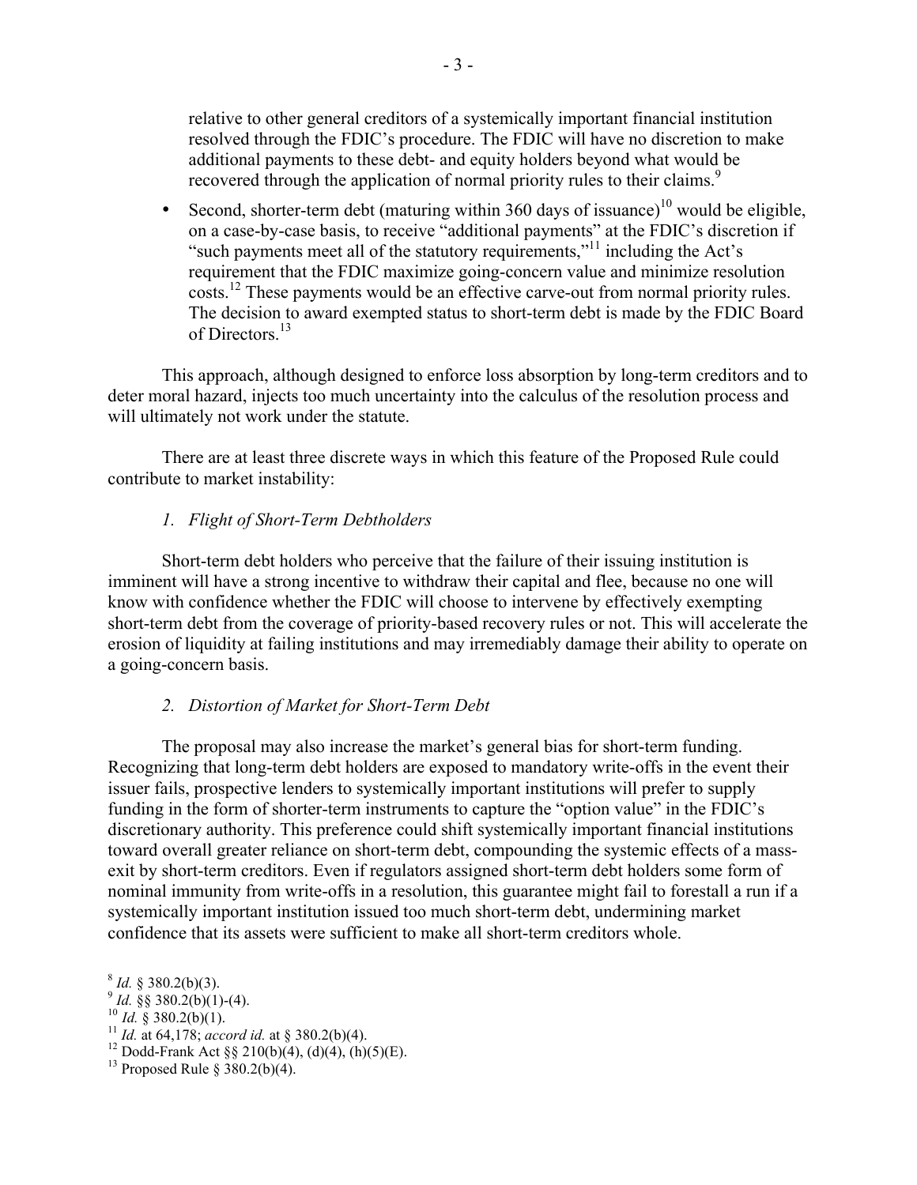relative to other general creditors of a systemically important financial institution resolved through the FDIC's procedure. The FDIC will have no discretion to make additional payments to these debt- and equity holders beyond what would be recovered through the application of normal priority rules to their claims.[9]

- Second, shorter-term debt (maturing within 360 days of issuance)[10] would be eligible, on a case-by-case basis, to receive "additional payments" at the FDIC's discretion if "such payments meet all of the statutory requirements,"[11] including the Act's requirement that the FDIC maximize going-concern value and minimize resolution costs.[12] These payments would be an effective carve-out from normal priority rules. The decision to award exempted status to short-term debt is made by the FDIC Board of Directors.[13]

This approach, although designed to enforce loss absorption by long-term creditors and to deter moral hazard, injects too much uncertainty into the calculus of the resolution process and will ultimately not work under the statute.

There are at least three discrete ways in which this feature of the Proposed Rule could contribute to market instability:

*1. Flight of Short-Term Debtholders*

Short-term debt holders who perceive that the failure of their issuing institution is imminent will have a strong incentive to withdraw their capital and flee, because no one will know with confidence whether the FDIC will choose to intervene by effectively exempting short-term debt from the coverage of priority-based recovery rules or not. This will accelerate the erosion of liquidity at failing institutions and may irremediably damage their ability to operate on a going-concern basis.

*2. Distortion of Market for Short-Term Debt*

The proposal may also increase the market's general bias for short-term funding. Recognizing that long-term debt holders are exposed to mandatory write-offs in the event their issuer fails, prospective lenders to systemically important institutions will prefer to supply funding in the form of shorter-term instruments to capture the "option value" in the FDIC's discretionary authority. This preference could shift systemically important financial institutions toward overall greater reliance on short-term debt, compounding the systemic effects of a mass-exit by short-term creditors. Even if regulators assigned short-term debt holders some form of nominal immunity from write-offs in a resolution, this guarantee might fail to forestall a run if a systemically important institution issued too much short-term debt, undermining market confidence that its assets were sufficient to make all short-term creditors whole.

[8] *Id.* § 380.2(b)(3).
[9] *Id.* §§ 380.2(b)(1)-(4).
[10] *Id.* § 380.2(b)(1).
[11] *Id.* at 64,178; *accord id.* at § 380.2(b)(4).
[12] Dodd-Frank Act §§ 210(b)(4), (d)(4), (h)(5)(E).
[13] Proposed Rule § 380.2(b)(4).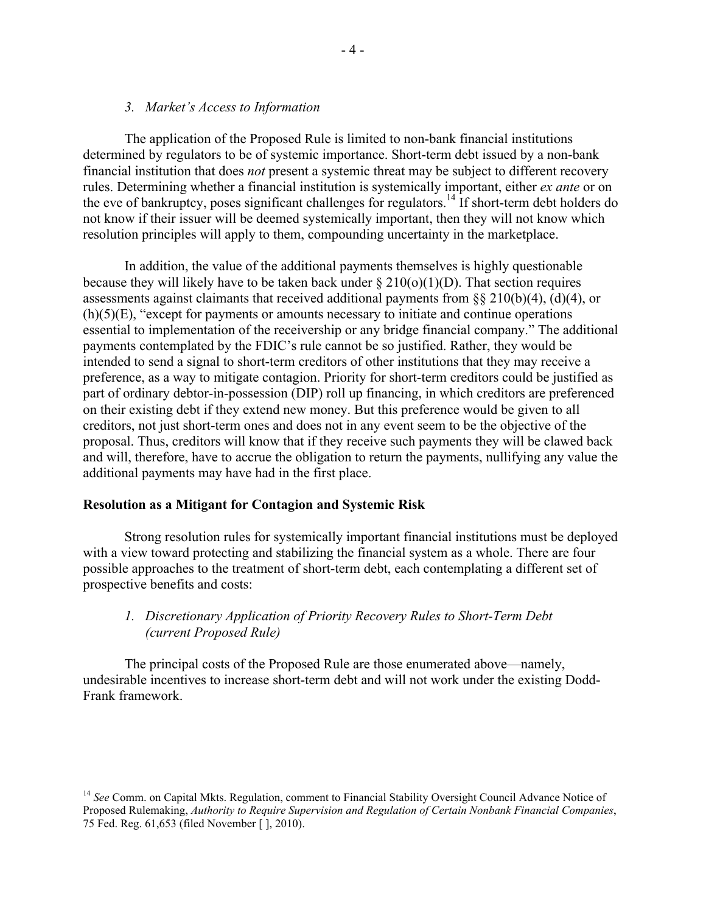*3. Market's Access to Information*

The application of the Proposed Rule is limited to non-bank financial institutions determined by regulators to be of systemic importance. Short-term debt issued by a non-bank financial institution that does *not* present a systemic threat may be subject to different recovery rules. Determining whether a financial institution is systemically important, either *ex ante* or on the eve of bankruptcy, poses significant challenges for regulators.[14] If short-term debt holders do not know if their issuer will be deemed systemically important, then they will not know which resolution principles will apply to them, compounding uncertainty in the marketplace.

In addition, the value of the additional payments themselves is highly questionable because they will likely have to be taken back under § 210(o)(1)(D). That section requires assessments against claimants that received additional payments from §§ 210(b)(4), (d)(4), or (h)(5)(E), "except for payments or amounts necessary to initiate and continue operations essential to implementation of the receivership or any bridge financial company." The additional payments contemplated by the FDIC's rule cannot be so justified. Rather, they would be intended to send a signal to short-term creditors of other institutions that they may receive a preference, as a way to mitigate contagion. Priority for short-term creditors could be justified as part of ordinary debtor-in-possession (DIP) roll up financing, in which creditors are preferenced on their existing debt if they extend new money. But this preference would be given to all creditors, not just short-term ones and does not in any event seem to be the objective of the proposal. Thus, creditors will know that if they receive such payments they will be clawed back and will, therefore, have to accrue the obligation to return the payments, nullifying any value the additional payments may have had in the first place.

**Resolution as a Mitigant for Contagion and Systemic Risk**

Strong resolution rules for systemically important financial institutions must be deployed with a view toward protecting and stabilizing the financial system as a whole. There are four possible approaches to the treatment of short-term debt, each contemplating a different set of prospective benefits and costs:

*1. Discretionary Application of Priority Recovery Rules to Short-Term Debt (current Proposed Rule)*

The principal costs of the Proposed Rule are those enumerated above—namely, undesirable incentives to increase short-term debt and will not work under the existing Dodd-Frank framework.

[14] *See* Comm. on Capital Mkts. Regulation, comment to Financial Stability Oversight Council Advance Notice of Proposed Rulemaking, *Authority to Require Supervision and Regulation of Certain Nonbank Financial Companies*, 75 Fed. Reg. 61,653 (filed November [ ], 2010).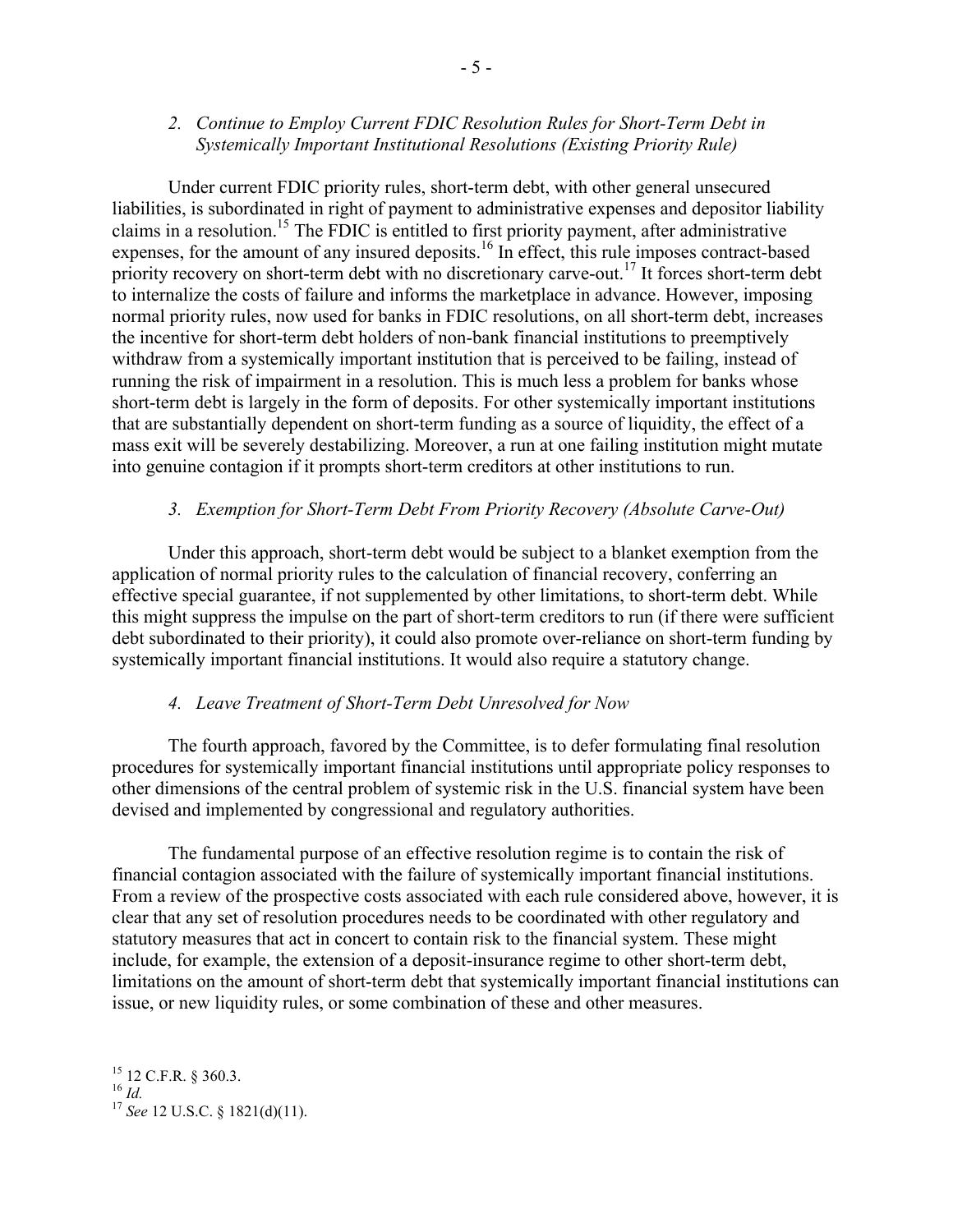### *2. Continue to Employ Current FDIC Resolution Rules for Short-Term Debt in Systemically Important Institutional Resolutions (Existing Priority Rule)*

Under current FDIC priority rules, short-term debt, with other general unsecured liabilities, is subordinated in right of payment to administrative expenses and depositor liability claims in a resolution.[15] The FDIC is entitled to first priority payment, after administrative expenses, for the amount of any insured deposits.[16] In effect, this rule imposes contract-based priority recovery on short-term debt with no discretionary carve-out.[17] It forces short-term debt to internalize the costs of failure and informs the marketplace in advance. However, imposing normal priority rules, now used for banks in FDIC resolutions, on all short-term debt, increases the incentive for short-term debt holders of non-bank financial institutions to preemptively withdraw from a systemically important institution that is perceived to be failing, instead of running the risk of impairment in a resolution. This is much less a problem for banks whose short-term debt is largely in the form of deposits. For other systemically important institutions that are substantially dependent on short-term funding as a source of liquidity, the effect of a mass exit will be severely destabilizing. Moreover, a run at one failing institution might mutate into genuine contagion if it prompts short-term creditors at other institutions to run.

### *3. Exemption for Short-Term Debt From Priority Recovery (Absolute Carve-Out)*

Under this approach, short-term debt would be subject to a blanket exemption from the application of normal priority rules to the calculation of financial recovery, conferring an effective special guarantee, if not supplemented by other limitations, to short-term debt. While this might suppress the impulse on the part of short-term creditors to run (if there were sufficient debt subordinated to their priority), it could also promote over-reliance on short-term funding by systemically important financial institutions. It would also require a statutory change.

### *4. Leave Treatment of Short-Term Debt Unresolved for Now*

The fourth approach, favored by the Committee, is to defer formulating final resolution procedures for systemically important financial institutions until appropriate policy responses to other dimensions of the central problem of systemic risk in the U.S. financial system have been devised and implemented by congressional and regulatory authorities.

The fundamental purpose of an effective resolution regime is to contain the risk of financial contagion associated with the failure of systemically important financial institutions. From a review of the prospective costs associated with each rule considered above, however, it is clear that any set of resolution procedures needs to be coordinated with other regulatory and statutory measures that act in concert to contain risk to the financial system. These might include, for example, the extension of a deposit-insurance regime to other short-term debt, limitations on the amount of short-term debt that systemically important financial institutions can issue, or new liquidity rules, or some combination of these and other measures.

---

[15] 12 C.F.R. § 360.3.

[16] *Id.*

[17] *See* 12 U.S.C. § 1821(d)(11).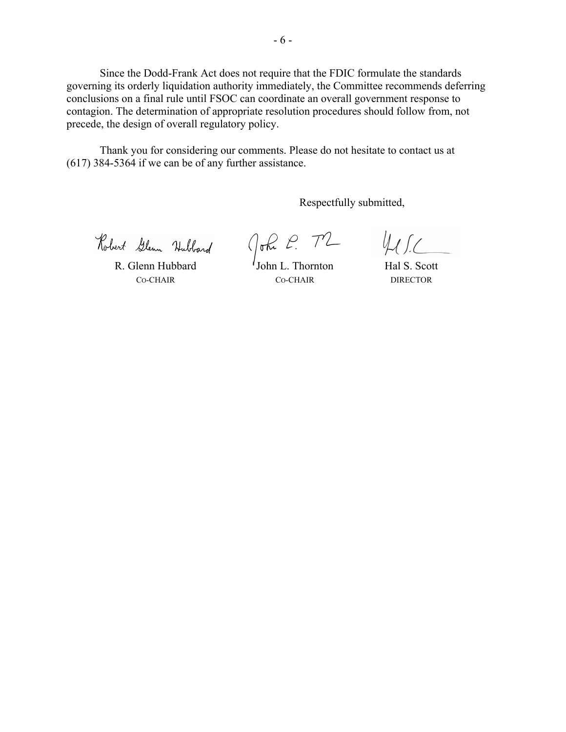Since the Dodd-Frank Act does not require that the FDIC formulate the standards governing its orderly liquidation authority immediately, the Committee recommends deferring conclusions on a final rule until FSOC can coordinate an overall government response to contagion. The determination of appropriate resolution procedures should follow from, not precede, the design of overall regulatory policy.

Thank you for considering our comments. Please do not hesitate to contact us at (617) 384-5364 if we can be of any further assistance.

Respectfully submitted,

| | | |
|---|---|---|
| R. Glenn Hubbard | John L. Thornton | Hal S. Scott |
| CO-CHAIR | CO-CHAIR | DIRECTOR |